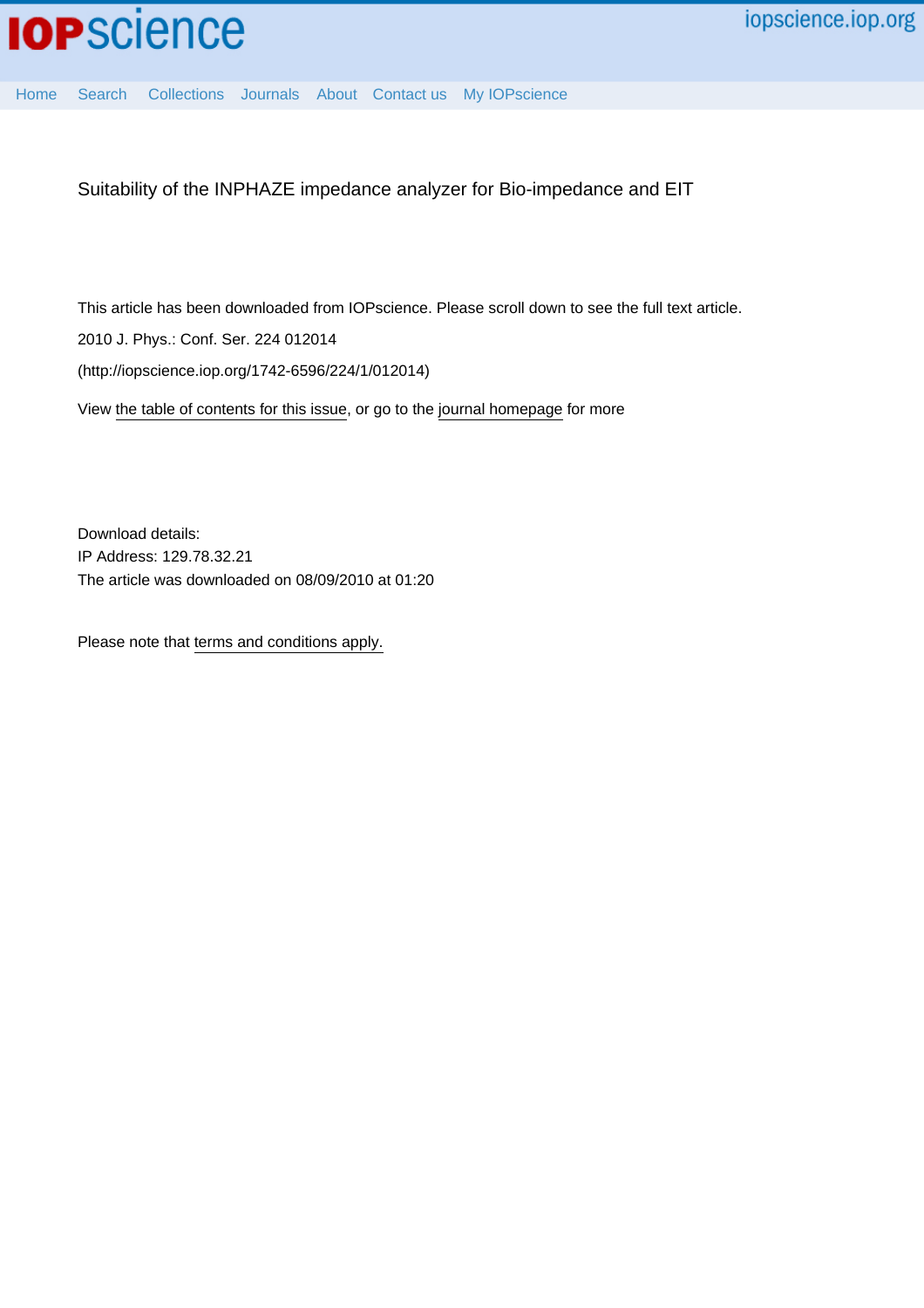Suitability of the INPHAZE impedance analyzer for Bio-impedance and EIT

This article has been downloaded from IOPscience. Please scroll down to see the full text article.

2010 J. Phys.: Conf. Ser. 224 012014

(http://iopscience.iop.org/1742-6596/224/1/012014)

View the table of contents for this issue, or go to the journal homepage for more

Download details:
IP Address: 129.78.32.21
The article was downloaded on 08/09/2010 at 01:20

Please note that terms and conditions apply.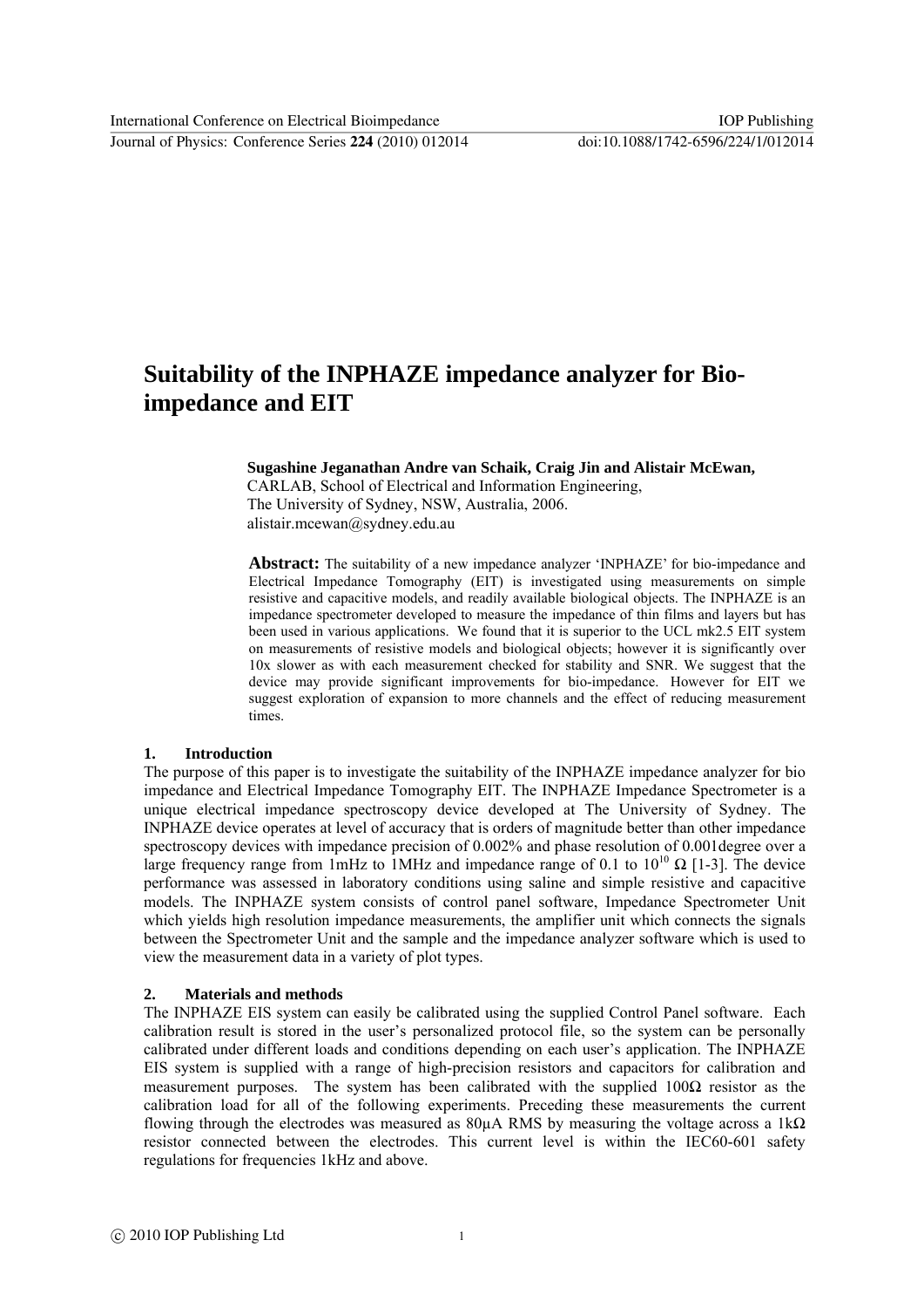# Suitability of the INPHAZE impedance analyzer for Bio-impedance and EIT

**Sugashine Jeganathan Andre van Schaik, Craig Jin and Alistair McEwan,**
CARLAB, School of Electrical and Information Engineering,
The University of Sydney, NSW, Australia, 2006.
alistair.mcewan@sydney.edu.au

**Abstract:** The suitability of a new impedance analyzer 'INPHAZE' for bio-impedance and Electrical Impedance Tomography (EIT) is investigated using measurements on simple resistive and capacitive models, and readily available biological objects. The INPHAZE is an impedance spectrometer developed to measure the impedance of thin films and layers but has been used in various applications. We found that it is superior to the UCL mk2.5 EIT system on measurements of resistive models and biological objects; however it is significantly over 10x slower as with each measurement checked for stability and SNR. We suggest that the device may provide significant improvements for bio-impedance. However for EIT we suggest exploration of expansion to more channels and the effect of reducing measurement times.

## 1. Introduction

The purpose of this paper is to investigate the suitability of the INPHAZE impedance analyzer for bio impedance and Electrical Impedance Tomography EIT. The INPHAZE Impedance Spectrometer is a unique electrical impedance spectroscopy device developed at The University of Sydney. The INPHAZE device operates at level of accuracy that is orders of magnitude better than other impedance spectroscopy devices with impedance precision of 0.002% and phase resolution of 0.001degree over a large frequency range from 1mHz to 1MHz and impedance range of 0.1 to $10^{10}$ $\Omega$ [1-3]. The device performance was assessed in laboratory conditions using saline and simple resistive and capacitive models. The INPHAZE system consists of control panel software, Impedance Spectrometer Unit which yields high resolution impedance measurements, the amplifier unit which connects the signals between the Spectrometer Unit and the sample and the impedance analyzer software which is used to view the measurement data in a variety of plot types.

## 2. Materials and methods

The INPHAZE EIS system can easily be calibrated using the supplied Control Panel software. Each calibration result is stored in the user's personalized protocol file, so the system can be personally calibrated under different loads and conditions depending on each user's application. The INPHAZE EIS system is supplied with a range of high-precision resistors and capacitors for calibration and measurement purposes. The system has been calibrated with the supplied 100$\Omega$ resistor as the calibration load for all of the following experiments. Preceding these measurements the current flowing through the electrodes was measured as 80μA RMS by measuring the voltage across a 1k$\Omega$ resistor connected between the electrodes. This current level is within the IEC60-601 safety regulations for frequencies 1kHz and above.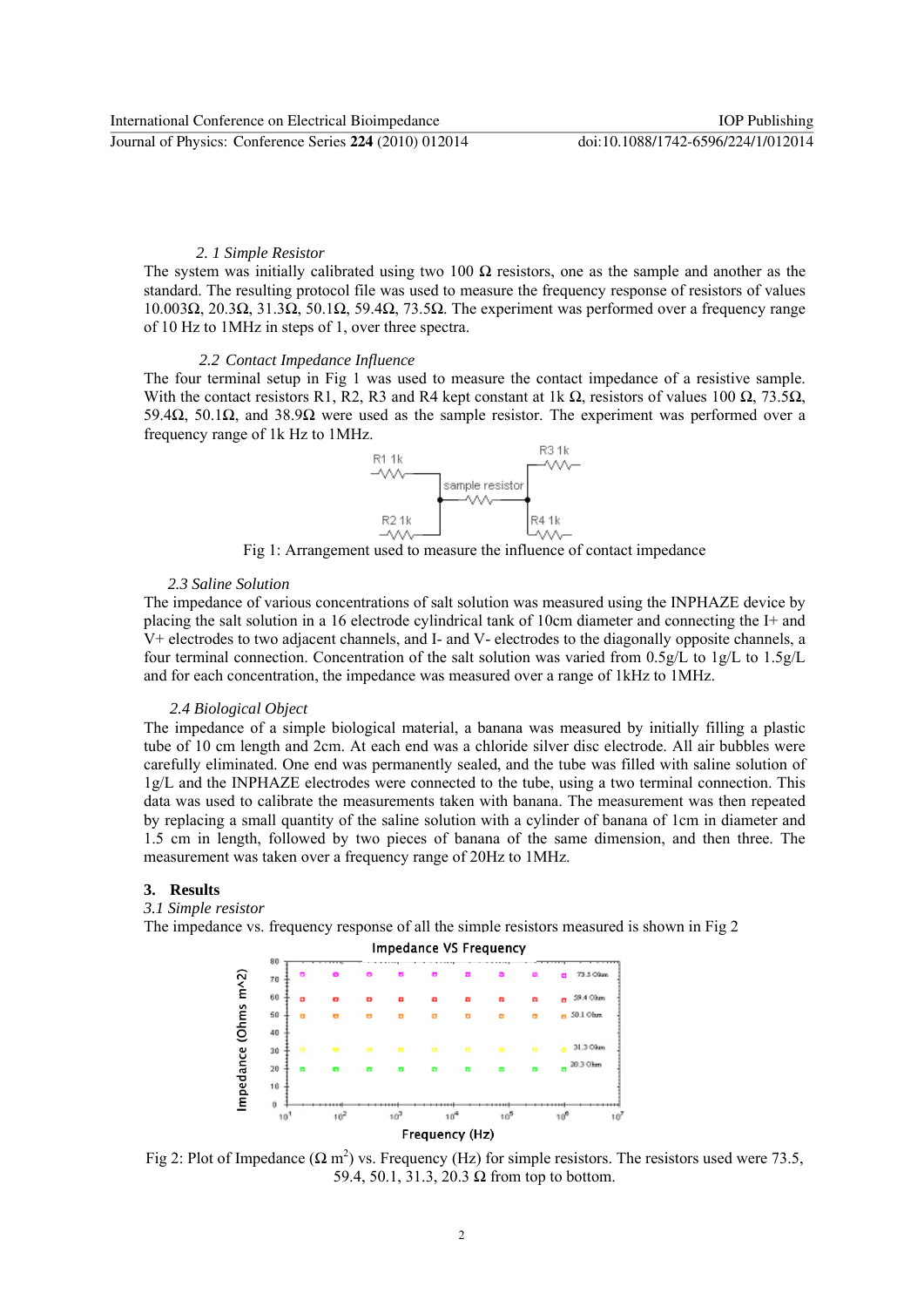*2. 1 Simple Resistor*

The system was initially calibrated using two 100 Ω resistors, one as the sample and another as the standard. The resulting protocol file was used to measure the frequency response of resistors of values 10.003Ω, 20.3Ω, 31.3Ω, 50.1Ω, 59.4Ω, 73.5Ω. The experiment was performed over a frequency range of 10 Hz to 1MHz in steps of 1, over three spectra.

*2.2 Contact Impedance Influence*

The four terminal setup in Fig 1 was used to measure the contact impedance of a resistive sample. With the contact resistors R1, R2, R3 and R4 kept constant at 1k Ω, resistors of values 100 Ω, 73.5Ω, 59.4Ω, 50.1Ω, and 38.9Ω were used as the sample resistor. The experiment was performed over a frequency range of 1k Hz to 1MHz.

Fig 1: Arrangement used to measure the influence of contact impedance

*2.3 Saline Solution*

The impedance of various concentrations of salt solution was measured using the INPHAZE device by placing the salt solution in a 16 electrode cylindrical tank of 10cm diameter and connecting the I+ and V+ electrodes to two adjacent channels, and I- and V- electrodes to the diagonally opposite channels, a four terminal connection. Concentration of the salt solution was varied from 0.5g/L to 1g/L to 1.5g/L and for each concentration, the impedance was measured over a range of 1kHz to 1MHz.

*2.4 Biological Object*

The impedance of a simple biological material, a banana was measured by initially filling a plastic tube of 10 cm length and 2cm. At each end was a chloride silver disc electrode. All air bubbles were carefully eliminated. One end was permanently sealed, and the tube was filled with saline solution of 1g/L and the INPHAZE electrodes were connected to the tube, using a two terminal connection. This data was used to calibrate the measurements taken with banana. The measurement was then repeated by replacing a small quantity of the saline solution with a cylinder of banana of 1cm in diameter and 1.5 cm in length, followed by two pieces of banana of the same dimension, and then three. The measurement was taken over a frequency range of 20Hz to 1MHz.

## 3. Results

*3.1 Simple resistor*

The impedance vs. frequency response of all the simple resistors measured is shown in Fig 2

Fig 2: Plot of Impedance (Ω $m^2$) vs. Frequency (Hz) for simple resistors. The resistors used were 73.5, 59.4, 50.1, 31.3, 20.3 Ω from top to bottom.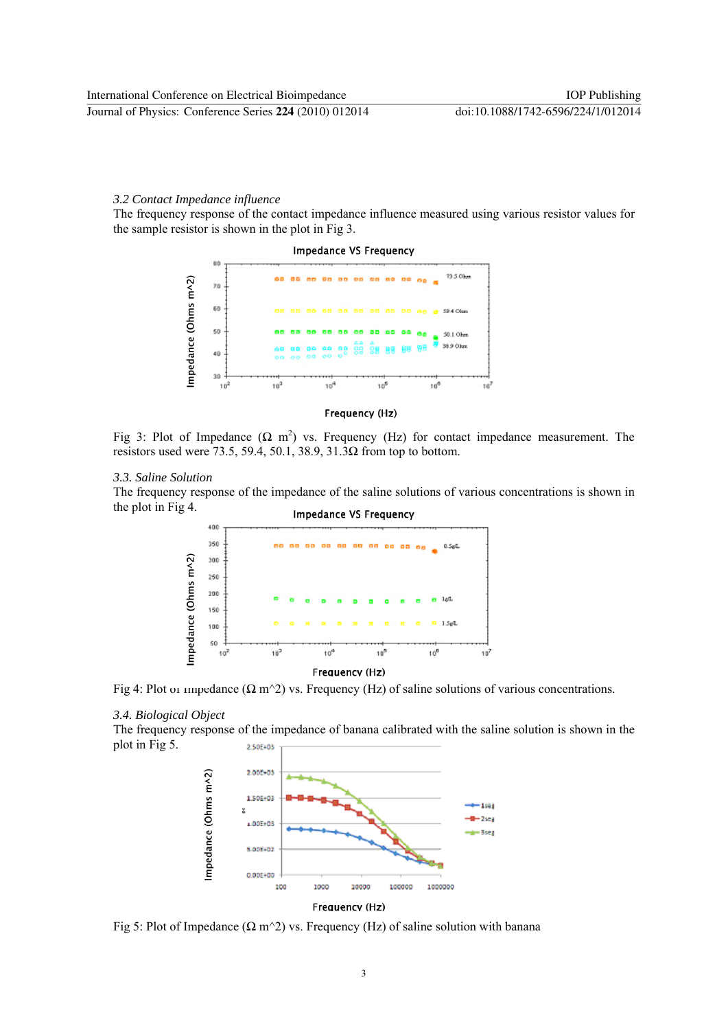### 3.2 Contact Impedance influence

The frequency response of the contact impedance influence measured using various resistor values for the sample resistor is shown in the plot in Fig 3.

Fig 3: Plot of Impedance ($\Omega$ m$^2$) vs. Frequency (Hz) for contact impedance measurement. The resistors used were 73.5, 59.4, 50.1, 38.9, 31.3$\Omega$ from top to bottom.

### 3.3. Saline Solution

The frequency response of the impedance of the saline solutions of various concentrations is shown in the plot in Fig 4.

Fig 4: Plot of Impedance ($\Omega$ m^2) vs. Frequency (Hz) of saline solutions of various concentrations.

### 3.4. Biological Object

The frequency response of the impedance of banana calibrated with the saline solution is shown in the plot in Fig 5.

Fig 5: Plot of Impedance ($\Omega$ m^2) vs. Frequency (Hz) of saline solution with banana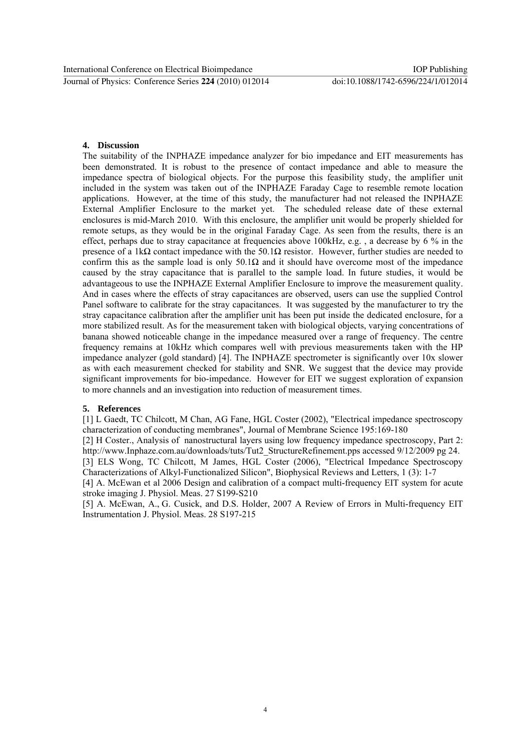## 4. Discussion

The suitability of the INPHAZE impedance analyzer for bio impedance and EIT measurements has been demonstrated. It is robust to the presence of contact impedance and able to measure the impedance spectra of biological objects. For the purpose this feasibility study, the amplifier unit included in the system was taken out of the INPHAZE Faraday Cage to resemble remote location applications. However, at the time of this study, the manufacturer had not released the INPHAZE External Amplifier Enclosure to the market yet. The scheduled release date of these external enclosures is mid-March 2010. With this enclosure, the amplifier unit would be properly shielded for remote setups, as they would be in the original Faraday Cage. As seen from the results, there is an effect, perhaps due to stray capacitance at frequencies above 100kHz, e.g. , a decrease by 6 % in the presence of a 1kΩ contact impedance with the 50.1Ω resistor. However, further studies are needed to confirm this as the sample load is only 50.1Ω and it should have overcome most of the impedance caused by the stray capacitance that is parallel to the sample load. In future studies, it would be advantageous to use the INPHAZE External Amplifier Enclosure to improve the measurement quality. And in cases where the effects of stray capacitances are observed, users can use the supplied Control Panel software to calibrate for the stray capacitances. It was suggested by the manufacturer to try the stray capacitance calibration after the amplifier unit has been put inside the dedicated enclosure, for a more stabilized result. As for the measurement taken with biological objects, varying concentrations of banana showed noticeable change in the impedance measured over a range of frequency. The centre frequency remains at 10kHz which compares well with previous measurements taken with the HP impedance analyzer (gold standard) [4]. The INPHAZE spectrometer is significantly over 10x slower as with each measurement checked for stability and SNR. We suggest that the device may provide significant improvements for bio-impedance. However for EIT we suggest exploration of expansion to more channels and an investigation into reduction of measurement times.

## 5. References

[1] L Gaedt, TC Chilcott, M Chan, AG Fane, HGL Coster (2002), "Electrical impedance spectroscopy characterization of conducting membranes", Journal of Membrane Science 195:169-180

[2] H Coster., Analysis of nanostructural layers using low frequency impedance spectroscopy, Part 2: http://www.Inphaze.com.au/downloads/tuts/Tut2_StructureRefinement.pps accessed 9/12/2009 pg 24.

[3] ELS Wong, TC Chilcott, M James, HGL Coster (2006), "Electrical Impedance Spectroscopy Characterizations of Alkyl-Functionalized Silicon", Biophysical Reviews and Letters, 1 (3): 1-7

[4] A. McEwan et al 2006 Design and calibration of a compact multi-frequency EIT system for acute stroke imaging J. Physiol. Meas. 27 S199-S210

[5] A. McEwan, A., G. Cusick, and D.S. Holder, 2007 A Review of Errors in Multi-frequency EIT Instrumentation J. Physiol. Meas. 28 S197-215